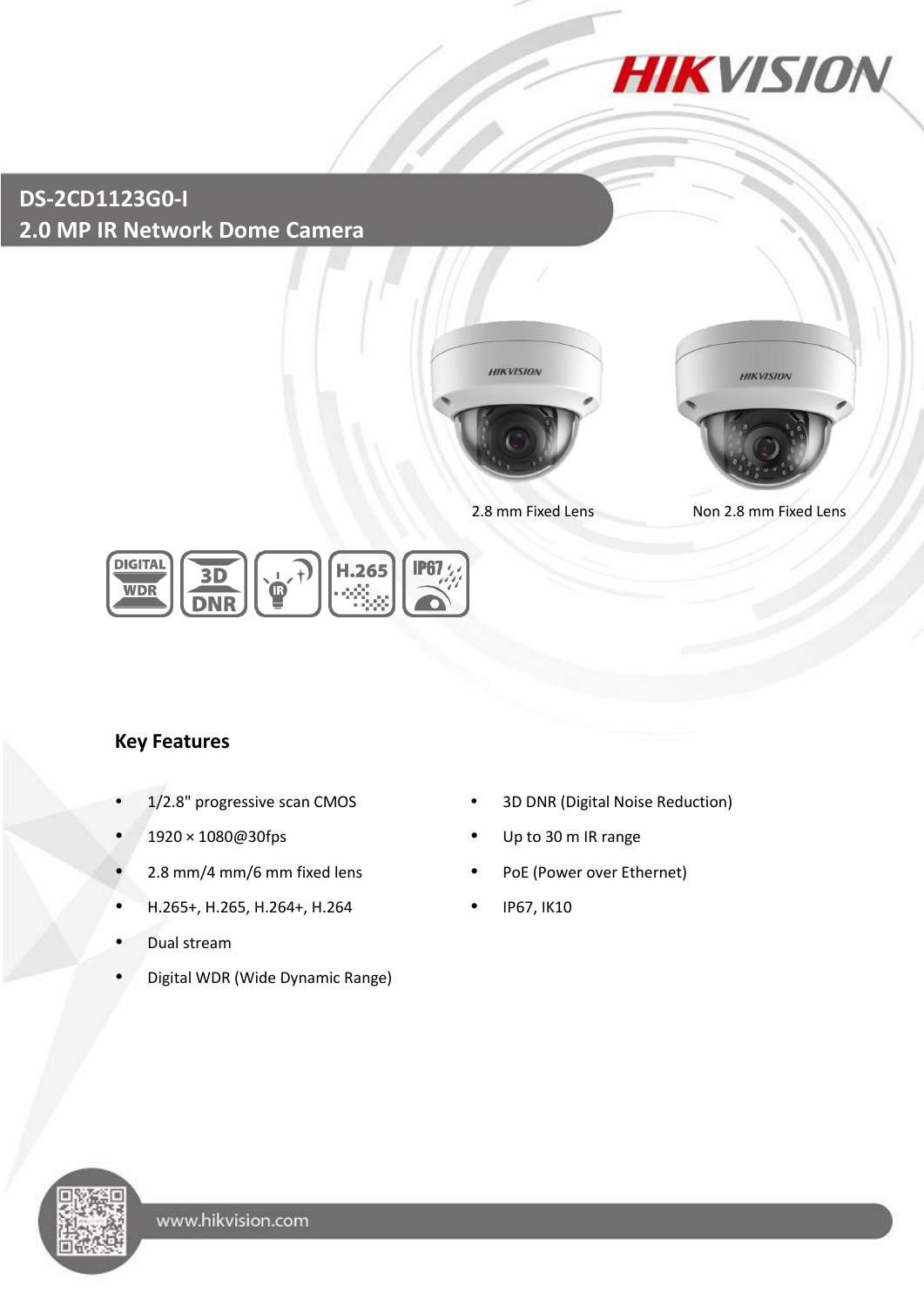# DS-2CD1123G0-I
## 2.0 MP IR Network Dome Camera

2.8 mm Fixed Lens

Non 2.8 mm Fixed Lens

### Key Features

- 1/2.8" progressive scan CMOS
- 1920 × 1080@30fps
- 2.8 mm/4 mm/6 mm fixed lens
- H.265+, H.265, H.264+, H.264
- Dual stream
- Digital WDR (Wide Dynamic Range)
- 3D DNR (Digital Noise Reduction)
- Up to 30 m IR range
- PoE (Power over Ethernet)
- IP67, IK10

www.hikvision.com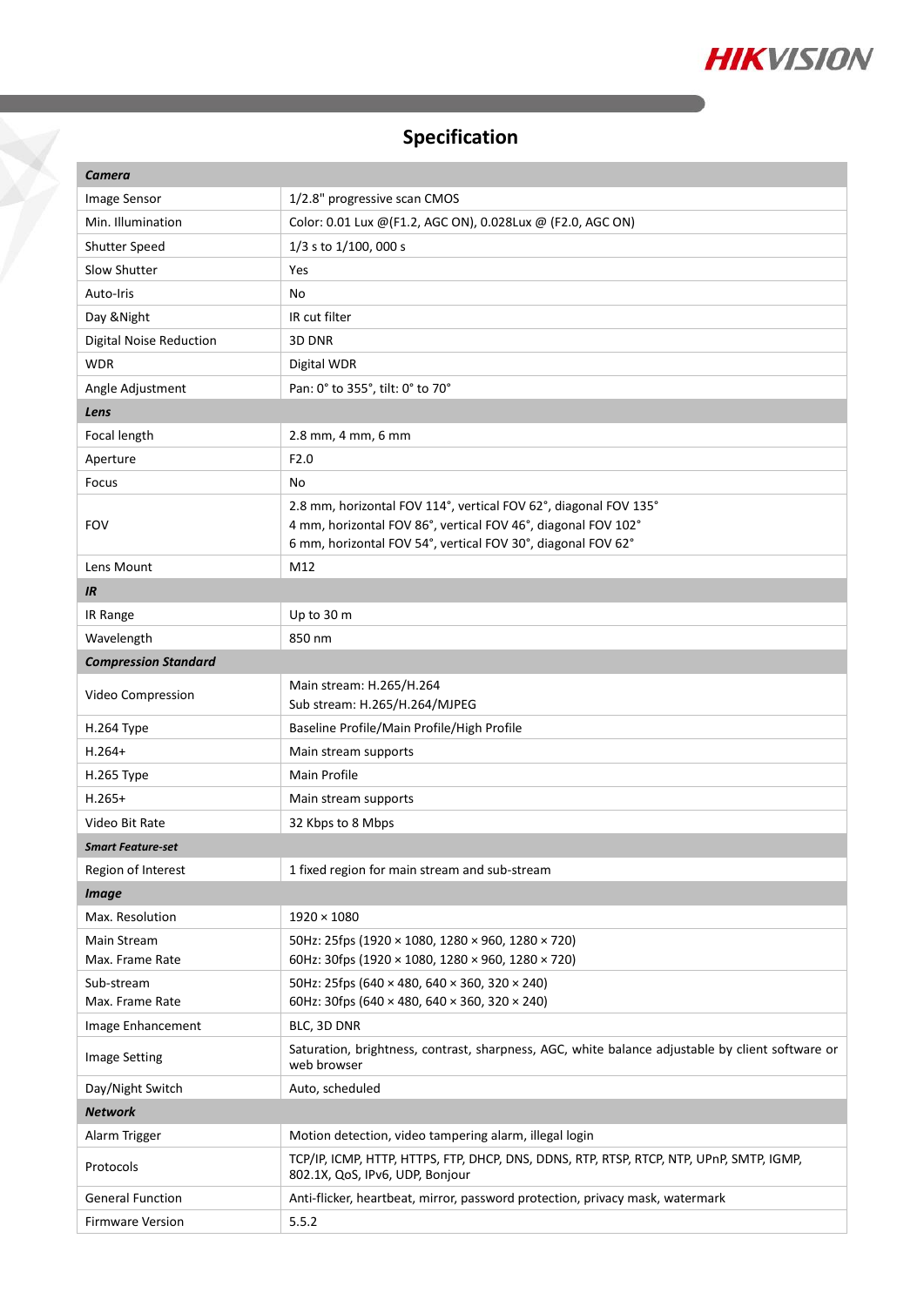# Specification

| **Camera** | |
|---|---|
| Image Sensor | 1/2.8" progressive scan CMOS |
| Min. Illumination | Color: 0.01 Lux @(F1.2, AGC ON), 0.028Lux @ (F2.0, AGC ON) |
| Shutter Speed | 1/3 s to 1/100, 000 s |
| Slow Shutter | Yes |
| Auto-Iris | No |
| Day &Night | IR cut filter |
| Digital Noise Reduction | 3D DNR |
| WDR | Digital WDR |
| Angle Adjustment | Pan: 0° to 355°, tilt: 0° to 70° |
| **Lens** | |
| Focal length | 2.8 mm, 4 mm, 6 mm |
| Aperture | F2.0 |
| Focus | No |
| FOV | 2.8 mm, horizontal FOV 114°, vertical FOV 62°, diagonal FOV 135°<br>4 mm, horizontal FOV 86°, vertical FOV 46°, diagonal FOV 102°<br>6 mm, horizontal FOV 54°, vertical FOV 30°, diagonal FOV 62° |
| Lens Mount | M12 |
| **IR** | |
| IR Range | Up to 30 m |
| Wavelength | 850 nm |
| **Compression Standard** | |
| Video Compression | Main stream: H.265/H.264<br>Sub stream: H.265/H.264/MJPEG |
| H.264 Type | Baseline Profile/Main Profile/High Profile |
| H.264+ | Main stream supports |
| H.265 Type | Main Profile |
| H.265+ | Main stream supports |
| Video Bit Rate | 32 Kbps to 8 Mbps |
| **Smart Feature-set** | |
| Region of Interest | 1 fixed region for main stream and sub-stream |
| **Image** | |
| Max. Resolution | 1920 × 1080 |
| Main Stream Max. Frame Rate | 50Hz: 25fps (1920 × 1080, 1280 × 960, 1280 × 720)<br>60Hz: 30fps (1920 × 1080, 1280 × 960, 1280 × 720) |
| Sub-stream Max. Frame Rate | 50Hz: 25fps (640 × 480, 640 × 360, 320 × 240)<br>60Hz: 30fps (640 × 480, 640 × 360, 320 × 240) |
| Image Enhancement | BLC, 3D DNR |
| Image Setting | Saturation, brightness, contrast, sharpness, AGC, white balance adjustable by client software or web browser |
| Day/Night Switch | Auto, scheduled |
| **Network** | |
| Alarm Trigger | Motion detection, video tampering alarm, illegal login |
| Protocols | TCP/IP, ICMP, HTTP, HTTPS, FTP, DHCP, DNS, DDNS, RTP, RTSP, RTCP, NTP, UPnP, SMTP, IGMP, 802.1X, QoS, IPv6, UDP, Bonjour |
| General Function | Anti-flicker, heartbeat, mirror, password protection, privacy mask, watermark |
| Firmware Version | 5.5.2 |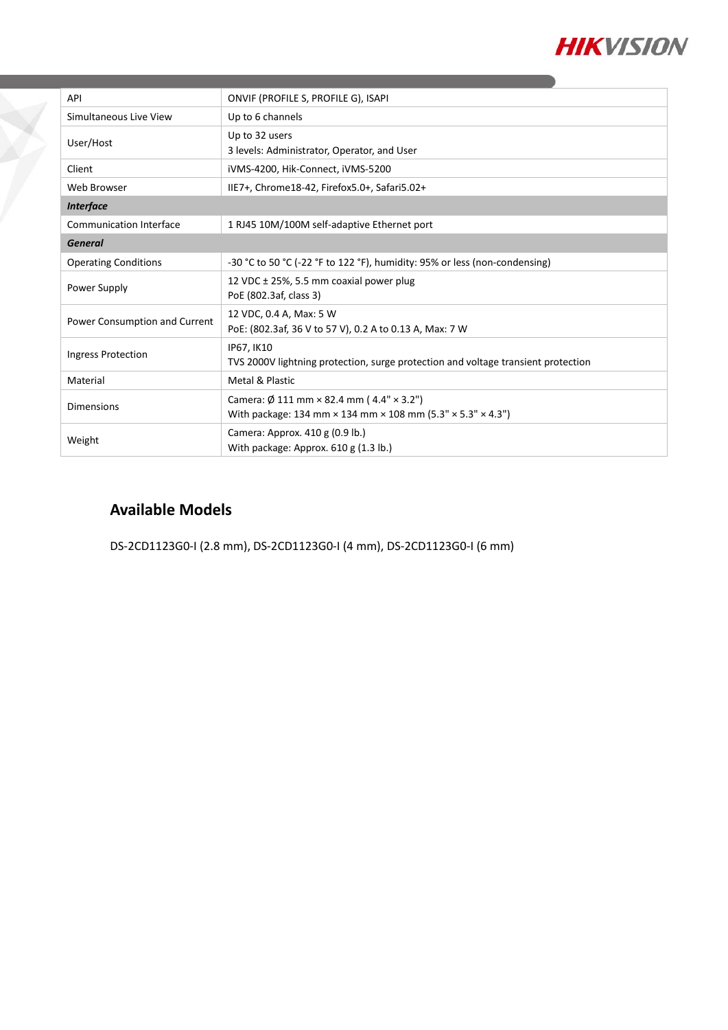| | |
|---|---|
| API | ONVIF (PROFILE S, PROFILE G), ISAPI |
| Simultaneous Live View | Up to 6 channels |
| User/Host | Up to 32 users<br>3 levels: Administrator, Operator, and User |
| Client | iVMS-4200, Hik-Connect, iVMS-5200 |
| Web Browser | IIE7+, Chrome18-42, Firefox5.0+, Safari5.02+ |
| ***Interface*** | |
| Communication Interface | 1 RJ45 10M/100M self-adaptive Ethernet port |
| ***General*** | |
| Operating Conditions | -30 °C to 50 °C (-22 °F to 122 °F), humidity: 95% or less (non-condensing) |
| Power Supply | 12 VDC ± 25%, 5.5 mm coaxial power plug<br>PoE (802.3af, class 3) |
| Power Consumption and Current | 12 VDC, 0.4 A, Max: 5 W<br>PoE: (802.3af, 36 V to 57 V), 0.2 A to 0.13 A, Max: 7 W |
| Ingress Protection | IP67, IK10<br>TVS 2000V lightning protection, surge protection and voltage transient protection |
| Material | Metal & Plastic |
| Dimensions | Camera: Ø 111 mm × 82.4 mm ( 4.4" × 3.2")<br>With package: 134 mm × 134 mm × 108 mm (5.3" × 5.3" × 4.3") |
| Weight | Camera: Approx. 410 g (0.9 lb.)<br>With package: Approx. 610 g (1.3 lb.) |

## Available Models

DS-2CD1123G0-I (2.8 mm), DS-2CD1123G0-I (4 mm), DS-2CD1123G0-I (6 mm)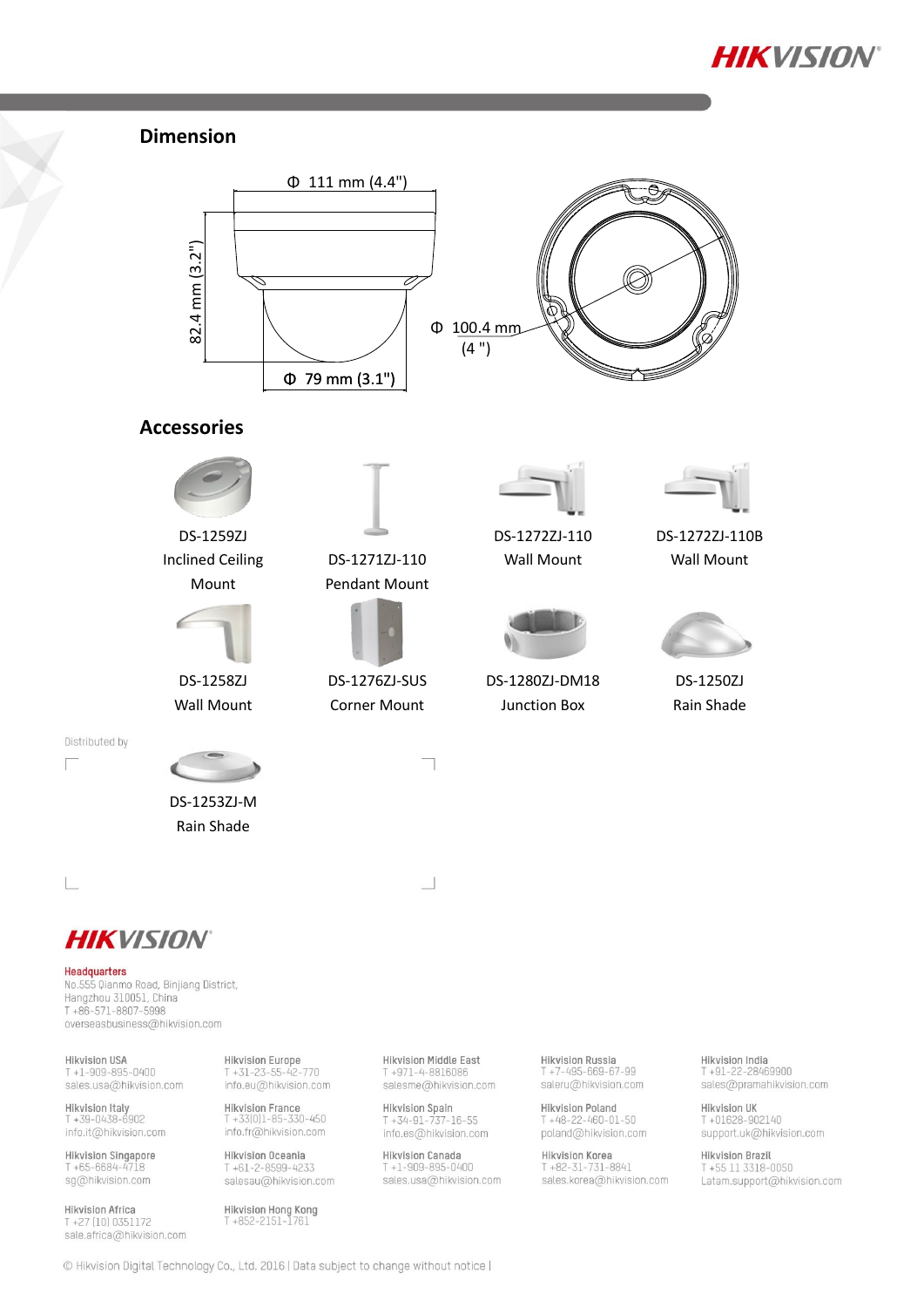## Dimension

Φ 111 mm (4.4")

82.4 mm (3.2")

Φ 79 mm (3.1")

Φ 100.4 mm (4 ")

## Accessories

DS-1259ZJ
Inclined Ceiling Mount

DS-1271ZJ-110
Pendant Mount

DS-1272ZJ-110
Wall Mount

DS-1272ZJ-110B
Wall Mount

DS-1258ZJ
Wall Mount

DS-1276ZJ-SUS
Corner Mount

DS-1280ZJ-DM18
Junction Box

DS-1250ZJ
Rain Shade

DS-1253ZJ-M
Rain Shade

Distributed by

**HIKVISION**

**Headquarters**
No.555 Qianmo Road, Binjiang District,
Hangzhou 310051, China
T +86-571-8807-5998
overseasbusiness@hikvision.com

**Hikvision USA**
T +1-909-895-0400
sales.usa@hikvision.com

**Hikvision Europe**
T +31-23-55-42-770
info.eu@hikvision.com

**Hikvision Middle East**
T +971-4-8816086
salesme@hikvision.com

**Hikvision Russia**
T +7-495-669-67-99
saleru@hikvision.com

**Hikvision India**
T +91-22-28469900
sales@pramahikvision.com

**Hikvision Italy**
T +39-0438-6902
info.it@hikvision.com

**Hikvision France**
T +33(0)1-85-330-450
info.fr@hikvision.com

**Hikvision Spain**
T +34-91-737-16-55
info.es@hikvision.com

**Hikvision Poland**
T +48-22-460-01-50
poland@hikvision.com

**Hikvision UK**
T +01628-902140
support.uk@hikvision.com

**Hikvision Singapore**
T +65-6684-4718
sg@hikvision.com

**Hikvision Oceania**
T +61-2-8599-4233
salesau@hikvision.com

**Hikvision Canada**
T +1-909-895-0400
sales.usa@hikvision.com

**Hikvision Korea**
T +82-31-731-8841
sales.korea@hikvision.com

**Hikvision Brazil**
T +55 11 3318-0050
Latam.support@hikvision.com

**Hikvision Africa**
T +27 (10) 0351172
sale.africa@hikvision.com

**Hikvision Hong Kong**
T +852-2151-1761

© Hikvision Digital Technology Co., Ltd. 2016 | Data subject to change without notice |